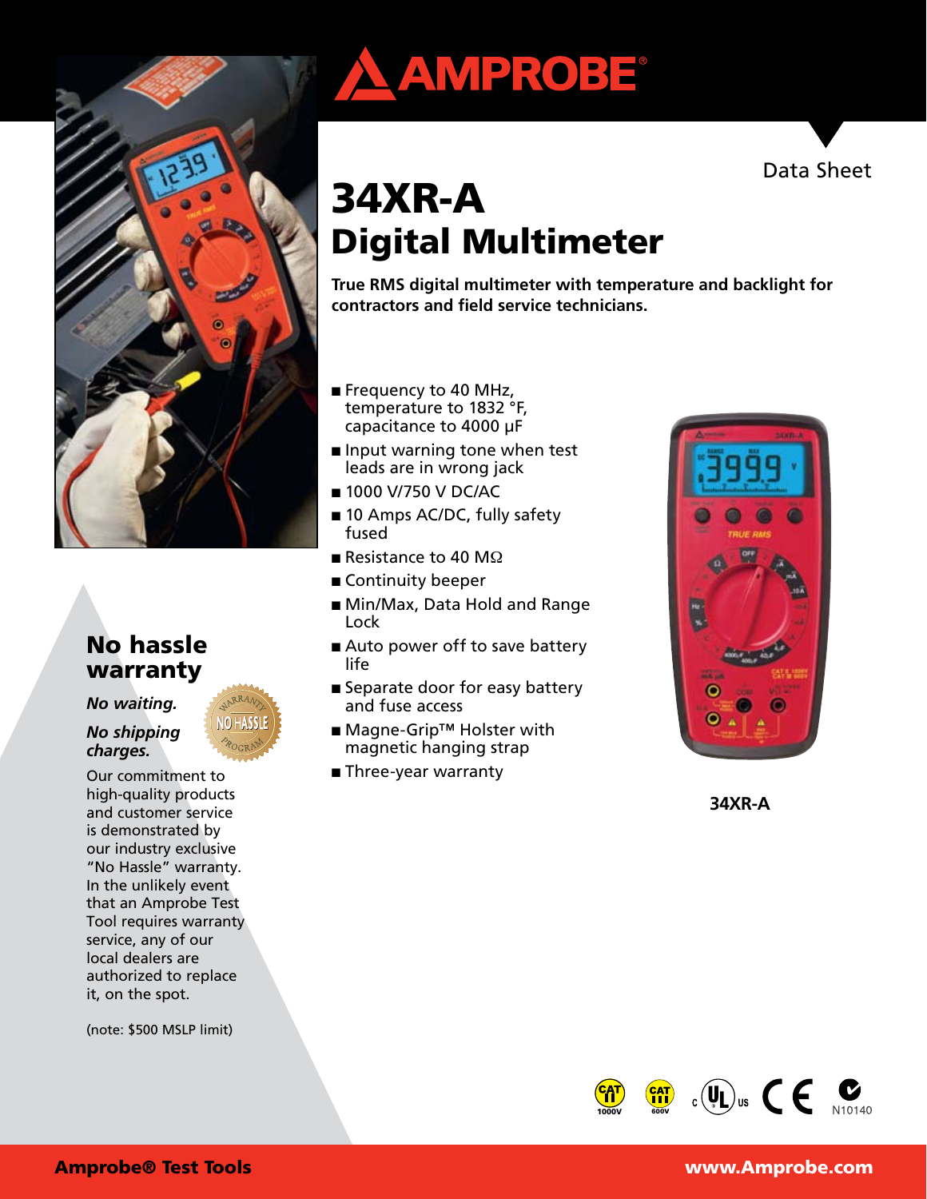Data Sheet

# 34XR-A Digital Multimeter

**True RMS digital multimeter with temperature and backlight for contractors and field service technicians.**

- Frequency to 40 MHz, temperature to 1832 °F, capacitance to 4000 µF
- Input warning tone when test leads are in wrong jack
- 1000 V/750 V DC/AC
- 10 Amps AC/DC, fully safety fused
- Resistance to 40 MΩ
- Continuity beeper
- Min/Max, Data Hold and Range Lock
- Auto power off to save battery life
- Separate door for easy battery and fuse access
- Magne-Grip™ Holster with magnetic hanging strap
- Three-year warranty

**34XR-A**

## No hassle warranty

***No waiting.***

***No shipping charges.***

Our commitment to high-quality products and customer service is demonstrated by our industry exclusive "No Hassle" warranty. In the unlikely event that an Amprobe Test Tool requires warranty service, any of our local dealers are authorized to replace it, on the spot.

(note: $500 MSLP limit)

N10140

**Amprobe® Test Tools** **www.Amprobe.com**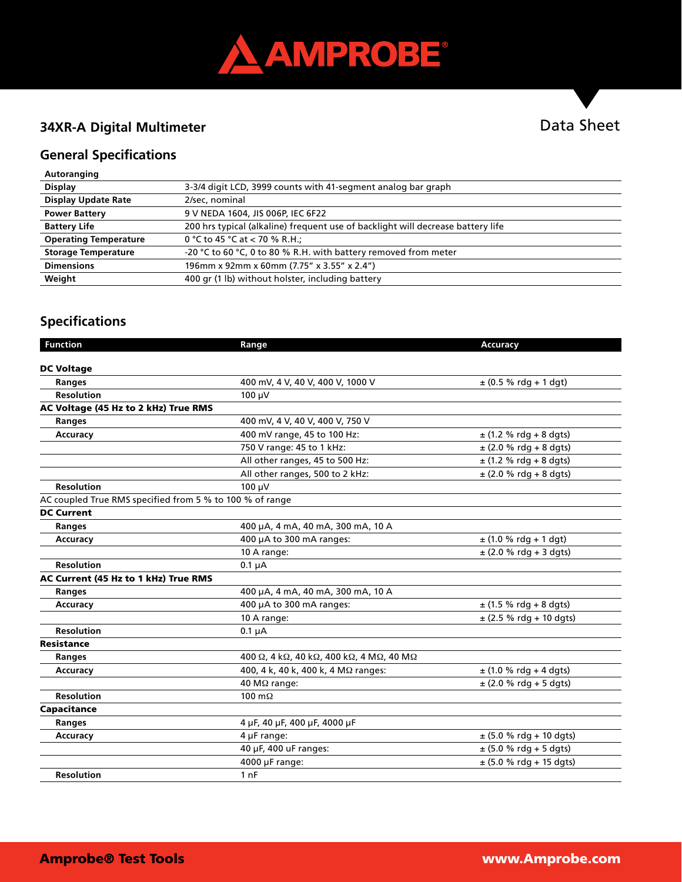# 34XR-A Digital Multimeter

Data Sheet

## General Specifications

| Autoranging | |
|---|---|
| **Display** | 3-3/4 digit LCD, 3999 counts with 41-segment analog bar graph |
| **Display Update Rate** | 2/sec, nominal |
| **Power Battery** | 9 V NEDA 1604, JIS 006P, IEC 6F22 |
| **Battery Life** | 200 hrs typical (alkaline) frequent use of backlight will decrease battery life |
| **Operating Temperature** | 0 °C to 45 °C at < 70 % R.H.; |
| **Storage Temperature** | -20 °C to 60 °C, 0 to 80 % R.H. with battery removed from meter |
| **Dimensions** | 196mm x 92mm x 60mm (7.75" x 3.55" x 2.4") |
| **Weight** | 400 gr (1 lb) without holster, including battery |

## Specifications

| Function | Range | Accuracy |
|---|---|---|
| **DC Voltage** | | |
| **Ranges** | 400 mV, 4 V, 40 V, 400 V, 1000 V | ± (0.5 % rdg + 1 dgt) |
| **Resolution** | 100 µV | |
| **AC Voltage (45 Hz to 2 kHz) True RMS** | | |
| **Ranges** | 400 mV, 4 V, 40 V, 400 V, 750 V | |
| **Accuracy** | 400 mV range, 45 to 100 Hz: | ± (1.2 % rdg + 8 dgts) |
| | 750 V range: 45 to 1 kHz: | ± (2.0 % rdg + 8 dgts) |
| | All other ranges, 45 to 500 Hz: | ± (1.2 % rdg + 8 dgts) |
| | All other ranges, 500 to 2 kHz: | ± (2.0 % rdg + 8 dgts) |
| **Resolution** | 100 µV | |
| AC coupled True RMS specified from 5 % to 100 % of range | | |
| **DC Current** | | |
| **Ranges** | 400 µA, 4 mA, 40 mA, 300 mA, 10 A | |
| **Accuracy** | 400 µA to 300 mA ranges: | ± (1.0 % rdg + 1 dgt) |
| | 10 A range: | ± (2.0 % rdg + 3 dgts) |
| **Resolution** | 0.1 µA | |
| **AC Current (45 Hz to 1 kHz) True RMS** | | |
| **Ranges** | 400 µA, 4 mA, 40 mA, 300 mA, 10 A | |
| **Accuracy** | 400 µA to 300 mA ranges: | ± (1.5 % rdg + 8 dgts) |
| | 10 A range: | ± (2.5 % rdg + 10 dgts) |
| **Resolution** | 0.1 µA | |
| **Resistance** | | |
| **Ranges** | 400 Ω, 4 kΩ, 40 kΩ, 400 kΩ, 4 MΩ, 40 MΩ | |
| **Accuracy** | 400, 4 k, 40 k, 400 k, 4 MΩ ranges: | ± (1.0 % rdg + 4 dgts) |
| | 40 MΩ range: | ± (2.0 % rdg + 5 dgts) |
| **Resolution** | 100 mΩ | |
| **Capacitance** | | |
| **Ranges** | 4 µF, 40 µF, 400 µF, 4000 µF | |
| **Accuracy** | 4 µF range: | ± (5.0 % rdg + 10 dgts) |
| | 40 µF, 400 uF ranges: | ± (5.0 % rdg + 5 dgts) |
| | 4000 µF range: | ± (5.0 % rdg + 15 dgts) |
| **Resolution** | 1 nF | |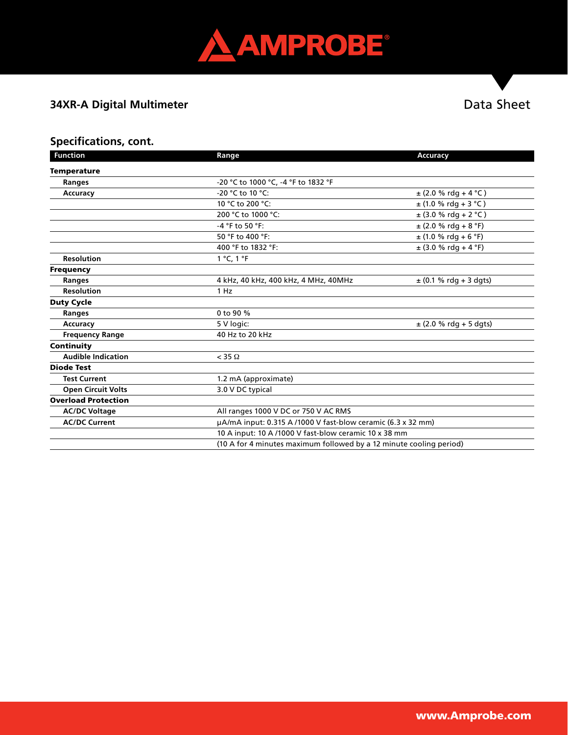## 34XR-A Digital Multimeter

Data Sheet

### Specifications, cont.

| Function | Range | Accuracy |
|---|---|---|
| **Temperature** | | |
| **Ranges** | -20 °C to 1000 °C, -4 °F to 1832 °F | |
| **Accuracy** | -20 °C to 10 °C: | ± (2.0 % rdg + 4 °C ) |
| | 10 °C to 200 °C: | ± (1.0 % rdg + 3 °C ) |
| | 200 °C to 1000 °C: | ± (3.0 % rdg + 2 °C ) |
| | -4 °F to 50 °F: | ± (2.0 % rdg + 8 °F) |
| | 50 °F to 400 °F: | ± (1.0 % rdg + 6 °F) |
| | 400 °F to 1832 °F: | ± (3.0 % rdg + 4 °F) |
| **Resolution** | 1 °C, 1 °F | |
| **Frequency** | | |
| **Ranges** | 4 kHz, 40 kHz, 400 kHz, 4 MHz, 40MHz | ± (0.1 % rdg + 3 dgts) |
| **Resolution** | 1 Hz | |
| **Duty Cycle** | | |
| **Ranges** | 0 to 90 % | |
| **Accuracy** | 5 V logic: | ± (2.0 % rdg + 5 dgts) |
| **Frequency Range** | 40 Hz to 20 kHz | |
| **Continuity** | | |
| **Audible Indication** | < 35 Ω | |
| **Diode Test** | | |
| **Test Current** | 1.2 mA (approximate) | |
| **Open Circuit Volts** | 3.0 V DC typical | |
| **Overload Protection** | | |
| **AC/DC Voltage** | All ranges 1000 V DC or 750 V AC RMS | |
| **AC/DC Current** | µA/mA input: 0.315 A /1000 V fast-blow ceramic (6.3 x 32 mm) | |
| | 10 A input: 10 A /1000 V fast-blow ceramic 10 x 38 mm | |
| | (10 A for 4 minutes maximum followed by a 12 minute cooling period) | |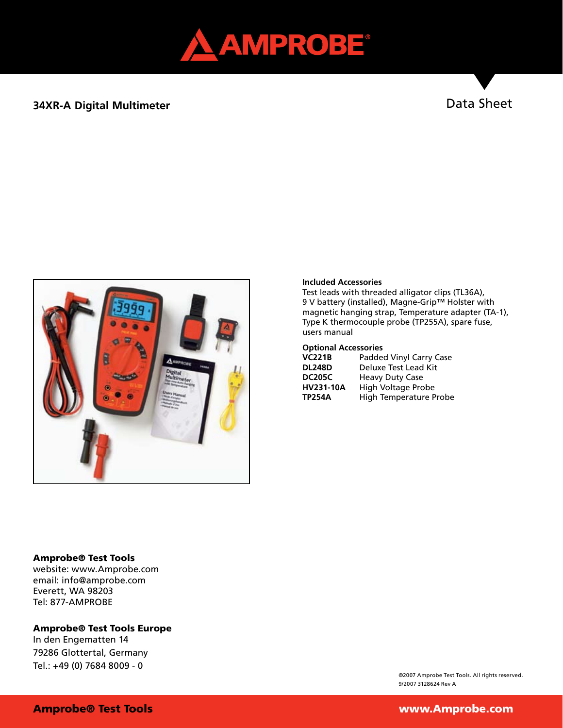# 34XR-A Digital Multimeter

Data Sheet

**Included Accessories**
Test leads with threaded alligator clips (TL36A), 9 V battery (installed), Magne-Grip™ Holster with magnetic hanging strap, Temperature adapter (TA-1), Type K thermocouple probe (TP255A), spare fuse, users manual

**Optional Accessories**

| | |
|---|---|
| **VC221B** | Padded Vinyl Carry Case |
| **DL248D** | Deluxe Test Lead Kit |
| **DC205C** | Heavy Duty Case |
| **HV231-10A** | High Voltage Probe |
| **TP254A** | High Temperature Probe |

**Amprobe® Test Tools**
website: www.Amprobe.com
email: info@amprobe.com
Everett, WA 98203
Tel: 877-AMPROBE

**Amprobe® Test Tools Europe**
In den Engematten 14
79286 Glottertal, Germany
Tel.: +49 (0) 7684 8009 - 0

©2007 Amprobe Test Tools. All rights reserved.
9/2007 3128624 Rev A